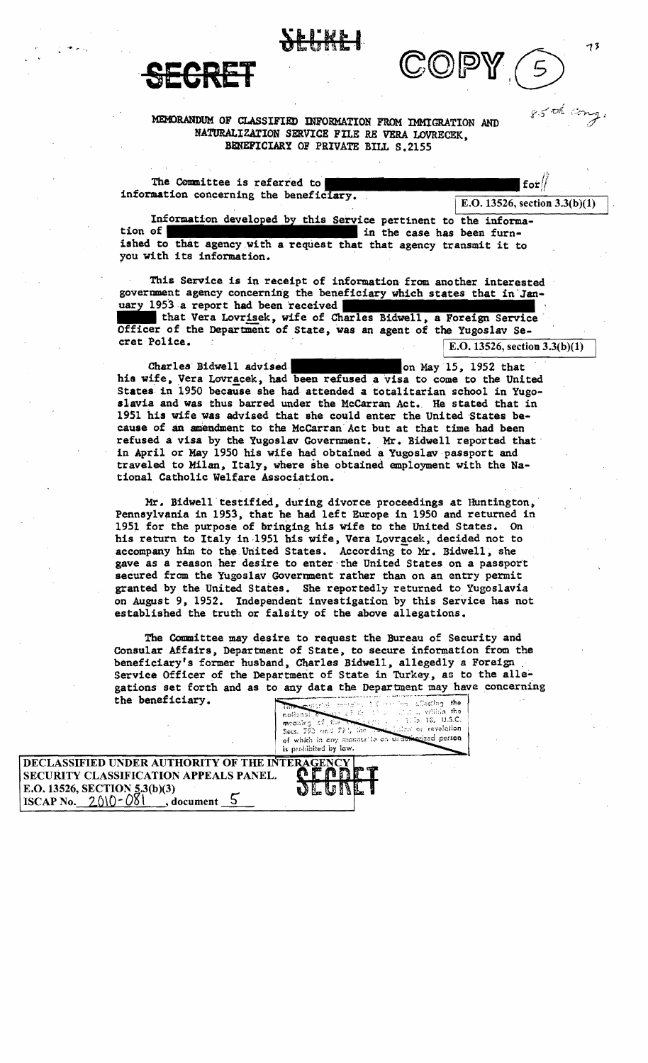**SECRET** **SECRET** **COPY (5)**

85th Cong.

MEMORANDUM OF CLASSIFIED INFORMATION FROM IMMIGRATION AND NATURALIZATION SERVICE FILE RE VERA LOVRECEK, BENEFICIARY OF PRIVATE BILL S.2155

The Committee is referred to [REDACTED] for information concerning the beneficiary.

E.O. 13526, section 3.3(b)(1)

Information developed by this Service pertinent to the information of [REDACTED] in the case has been furnished to that agency with a request that that agency transmit it to you with its information.

This Service is in receipt of information from another interested government agency concerning the beneficiary which states that in January 1953 a report had been received [REDACTED] that Vera Lovrisek, wife of Charles Bidwell, a Foreign Service Officer of the Department of State, was an agent of the Yugoslav Secret Police.

E.O. 13526, section 3.3(b)(1)

Charles Bidwell advised [REDACTED] on May 15, 1952 that his wife, Vera Lovracek, had been refused a visa to come to the United States in 1950 because she had attended a totalitarian school in Yugoslavia and was thus barred under the McCarran Act. He stated that in 1951 his wife was advised that she could enter the United States because of an amendment to the McCarran Act but at that time had been refused a visa by the Yugoslav Government. Mr. Bidwell reported that in April or May 1950 his wife had obtained a Yugoslav passport and traveled to Milan, Italy, where she obtained employment with the National Catholic Welfare Association.

Mr. Bidwell testified, during divorce proceedings at Huntington, Pennsylvania in 1953, that he had left Europe in 1950 and returned in 1951 for the purpose of bringing his wife to the United States. On his return to Italy in 1951 his wife, Vera Lovracek, decided not to accompany him to the United States. According to Mr. Bidwell, she gave as a reason her desire to enter the United States on a passport secured from the Yugoslav Government rather than on an entry permit granted by the United States. She reportedly returned to Yugoslavia on August 9, 1952. Independent investigation by this Service has not established the truth or falsity of the above allegations.

The Committee may desire to request the Bureau of Security and Consular Affairs, Department of State, to secure information from the beneficiary's former husband, Charles Bidwell, allegedly a Foreign Service Officer of the Department of State in Turkey, as to the allegations set forth and as to any data the Department may have concerning the beneficiary.

This material contains information affecting the national defense of the United States within the meaning of the Espionage Laws, Title 18, U.S.C. Secs. 793 and 794, the transmission or revelation of which in any manner to an unauthorized person is prohibited by law.

DECLASSIFIED UNDER AUTHORITY OF THE INTERAGENCY SECURITY CLASSIFICATION APPEALS PANEL.
E.O. 13526, SECTION 5.3(b)(3)
ISCAP No. 2010-081, document 5

**SECRET**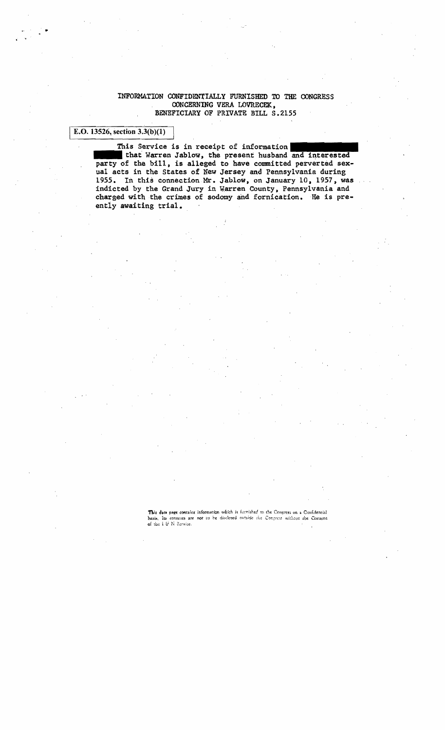# INFORMATION CONFIDENTIALLY FURNISHED TO THE CONGRESS CONCERNING VERA LOVRECEK, BENEFICIARY OF PRIVATE BILL S.2155

E.O. 13526, section 3.3(b)(1)

This Service is in receipt of information [redacted] that Warren Jablow, the present husband and interested party of the bill, is alleged to have committed perverted sexual acts in the States of New Jersey and Pennsylvania during 1955. In this connection Mr. Jablow, on January 10, 1957, was indicted by the Grand Jury in Warren County, Pennsylvania and charged with the crimes of sodomy and fornication. He is presently awaiting trial.

This data page contains information which is furnished to the Congress on a Confidential basis. Its contents are not to be disclosed outside the Congress without the Consent of the I & N Service.